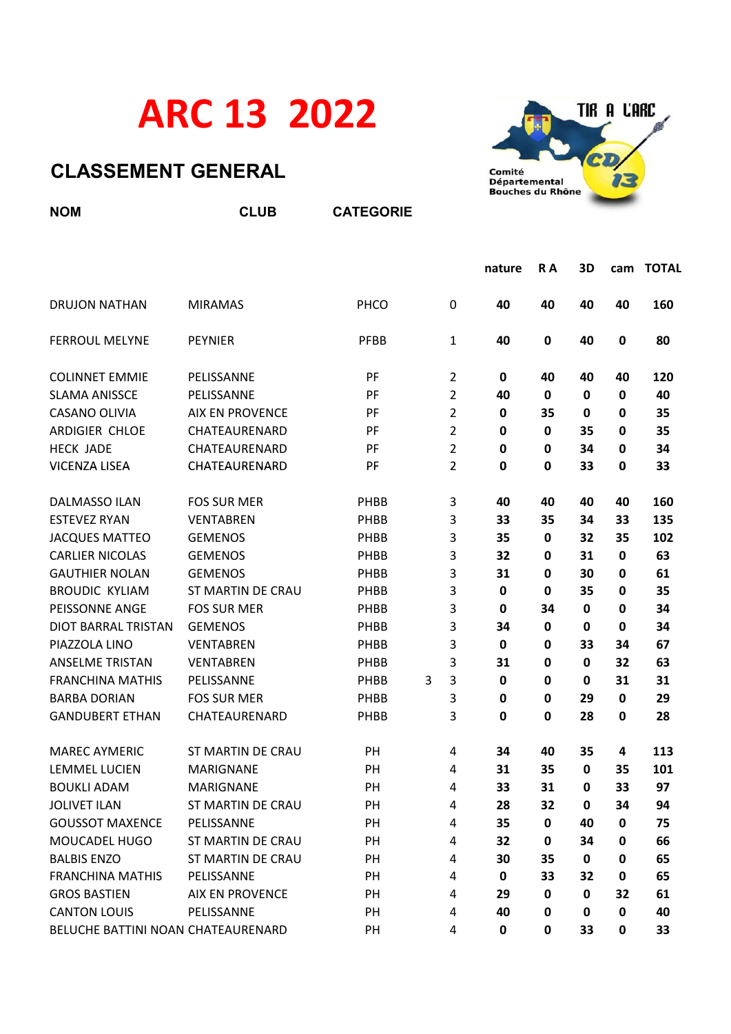# ARC 13 2022

## CLASSEMENT GENERAL

| NOM | CLUB | CATEGORIE | | | nature | R A | 3D | cam | TOTAL |
|---|---|---|---|---|---|---|---|---|---|
| DRUJON NATHAN | MIRAMAS | PHCO | | 0 | 40 | 40 | 40 | 40 | 160 |
| FERROUL MELYNE | PEYNIER | PFBB | | 1 | 40 | 0 | 40 | 0 | 80 |
| COLINNET EMMIE | PELISSANNE | PF | | 2 | 0 | 40 | 40 | 40 | 120 |
| SLAMA ANISSCE | PELISSANNE | PF | | 2 | 40 | 0 | 0 | 0 | 40 |
| CASANO OLIVIA | AIX EN PROVENCE | PF | | 2 | 0 | 35 | 0 | 0 | 35 |
| ARDIGIER CHLOE | CHATEAURENARD | PF | | 2 | 0 | 0 | 35 | 0 | 35 |
| HECK JADE | CHATEAURENARD | PF | | 2 | 0 | 0 | 34 | 0 | 34 |
| VICENZA LISEA | CHATEAURENARD | PF | | 2 | 0 | 0 | 33 | 0 | 33 |
| DALMASSO ILAN | FOS SUR MER | PHBB | | 3 | 40 | 40 | 40 | 40 | 160 |
| ESTEVEZ RYAN | VENTABREN | PHBB | | 3 | 33 | 35 | 34 | 33 | 135 |
| JACQUES MATTEO | GEMENOS | PHBB | | 3 | 35 | 0 | 32 | 35 | 102 |
| CARLIER NICOLAS | GEMENOS | PHBB | | 3 | 32 | 0 | 31 | 0 | 63 |
| GAUTHIER NOLAN | GEMENOS | PHBB | | 3 | 31 | 0 | 30 | 0 | 61 |
| BROUDIC KYLIAM | ST MARTIN DE CRAU | PHBB | | 3 | 0 | 0 | 35 | 0 | 35 |
| PEISSONNE ANGE | FOS SUR MER | PHBB | | 3 | 0 | 34 | 0 | 0 | 34 |
| DIOT BARRAL TRISTAN | GEMENOS | PHBB | | 3 | 34 | 0 | 0 | 0 | 34 |
| PIAZZOLA LINO | VENTABREN | PHBB | | 3 | 0 | 0 | 33 | 34 | 67 |
| ANSELME TRISTAN | VENTABREN | PHBB | | 3 | 31 | 0 | 0 | 32 | 63 |
| FRANCHINA MATHIS | PELISSANNE | PHBB | 3 | 3 | 0 | 0 | 0 | 31 | 31 |
| BARBA DORIAN | FOS SUR MER | PHBB | | 3 | 0 | 0 | 29 | 0 | 29 |
| GANDUBERT ETHAN | CHATEAURENARD | PHBB | | 3 | 0 | 0 | 28 | 0 | 28 |
| MAREC AYMERIC | ST MARTIN DE CRAU | PH | | 4 | 34 | 40 | 35 | 4 | 113 |
| LEMMEL LUCIEN | MARIGNANE | PH | | 4 | 31 | 35 | 0 | 35 | 101 |
| BOUKLI ADAM | MARIGNANE | PH | | 4 | 33 | 31 | 0 | 33 | 97 |
| JOLIVET ILAN | ST MARTIN DE CRAU | PH | | 4 | 28 | 32 | 0 | 34 | 94 |
| GOUSSOT MAXENCE | PELISSANNE | PH | | 4 | 35 | 0 | 40 | 0 | 75 |
| MOUCADEL HUGO | ST MARTIN DE CRAU | PH | | 4 | 32 | 0 | 34 | 0 | 66 |
| BALBIS ENZO | ST MARTIN DE CRAU | PH | | 4 | 30 | 35 | 0 | 0 | 65 |
| FRANCHINA MATHIS | PELISSANNE | PH | | 4 | 0 | 33 | 32 | 0 | 65 |
| GROS BASTIEN | AIX EN PROVENCE | PH | | 4 | 29 | 0 | 0 | 32 | 61 |
| CANTON LOUIS | PELISSANNE | PH | | 4 | 40 | 0 | 0 | 0 | 40 |
| BELUCHE BATTINI NOAN | CHATEAURENARD | PH | | 4 | 0 | 0 | 33 | 0 | 33 |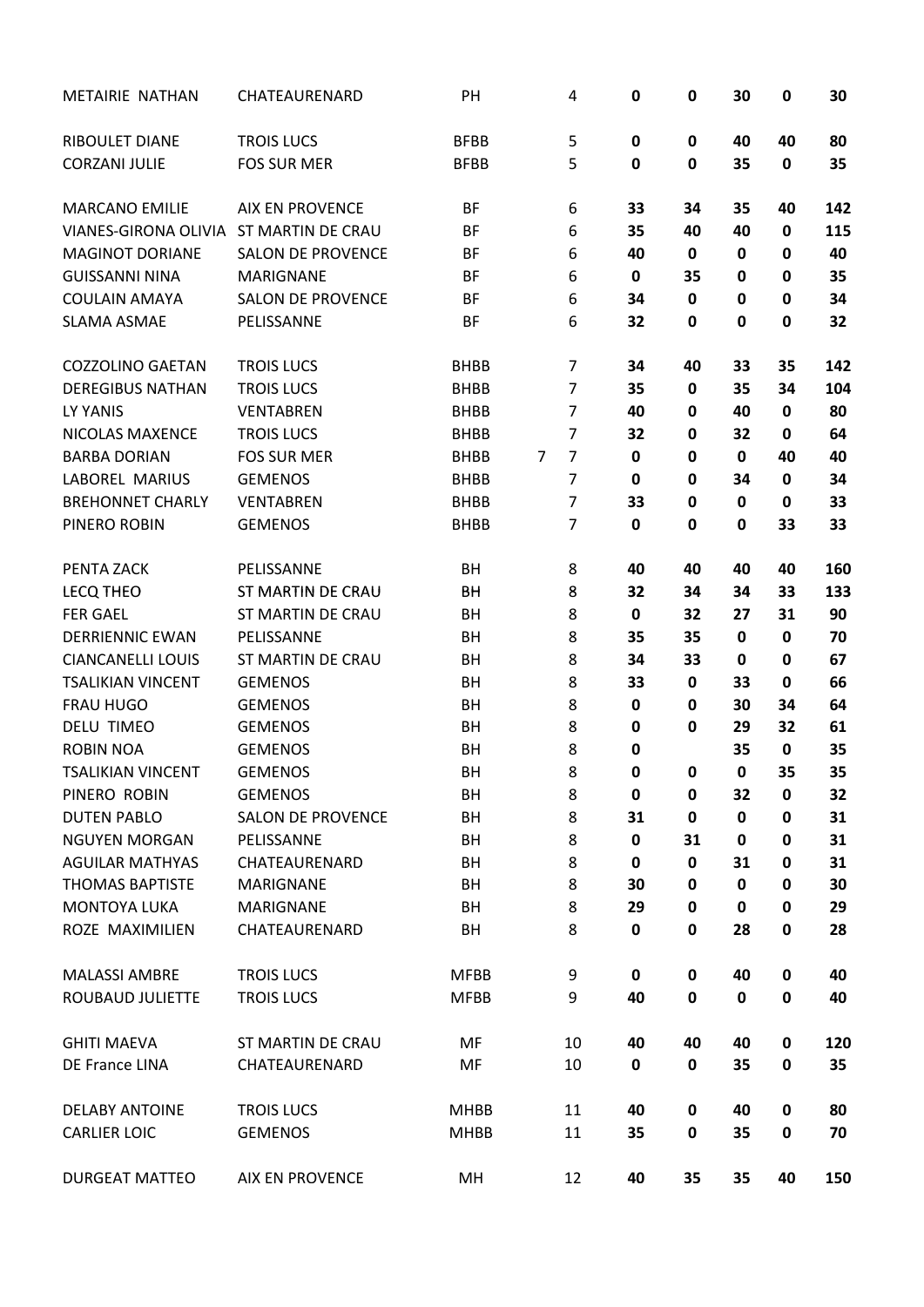| | | | | | | | | | |
|---|---|---|---|---|---|---|---|---|---|
| METAIRIE NATHAN | CHATEAURENARD | PH | | 4 | **0** | **0** | **30** | **0** | **30** |
| | | | | | | | | | |
| RIBOULET DIANE | TROIS LUCS | BFBB | | 5 | **0** | **0** | **40** | **40** | **80** |
| CORZANI JULIE | FOS SUR MER | BFBB | | 5 | **0** | **0** | **35** | **0** | **35** |
| | | | | | | | | | |
| MARCANO EMILIE | AIX EN PROVENCE | BF | | 6 | **33** | **34** | **35** | **40** | **142** |
| VIANES-GIRONA OLIVIA | ST MARTIN DE CRAU | BF | | 6 | **35** | **40** | **40** | **0** | **115** |
| MAGINOT DORIANE | SALON DE PROVENCE | BF | | 6 | **40** | **0** | **0** | **0** | **40** |
| GUISSANNI NINA | MARIGNANE | BF | | 6 | **0** | **35** | **0** | **0** | **35** |
| COULAIN AMAYA | SALON DE PROVENCE | BF | | 6 | **34** | **0** | **0** | **0** | **34** |
| SLAMA ASMAE | PELISSANNE | BF | | 6 | **32** | **0** | **0** | **0** | **32** |
| | | | | | | | | | |
| COZZOLINO GAETAN | TROIS LUCS | BHBB | | 7 | **34** | **40** | **33** | **35** | **142** |
| DEREGIBUS NATHAN | TROIS LUCS | BHBB | | 7 | **35** | **0** | **35** | **34** | **104** |
| LY YANIS | VENTABREN | BHBB | | 7 | **40** | **0** | **40** | **0** | **80** |
| NICOLAS MAXENCE | TROIS LUCS | BHBB | | 7 | **32** | **0** | **32** | **0** | **64** |
| BARBA DORIAN | FOS SUR MER | BHBB | 7 | 7 | **0** | **0** | **0** | **40** | **40** |
| LABOREL MARIUS | GEMENOS | BHBB | | 7 | **0** | **0** | **34** | **0** | **34** |
| BREHONNET CHARLY | VENTABREN | BHBB | | 7 | **33** | **0** | **0** | **0** | **33** |
| PINERO ROBIN | GEMENOS | BHBB | | 7 | **0** | **0** | **0** | **33** | **33** |
| | | | | | | | | | |
| PENTA ZACK | PELISSANNE | BH | | 8 | **40** | **40** | **40** | **40** | **160** |
| LECQ THEO | ST MARTIN DE CRAU | BH | | 8 | **32** | **34** | **34** | **33** | **133** |
| FER GAEL | ST MARTIN DE CRAU | BH | | 8 | **0** | **32** | **27** | **31** | **90** |
| DERRIENNIC EWAN | PELISSANNE | BH | | 8 | **35** | **35** | **0** | **0** | **70** |
| CIANCANELLI LOUIS | ST MARTIN DE CRAU | BH | | 8 | **34** | **33** | **0** | **0** | **67** |
| TSALIKIAN VINCENT | GEMENOS | BH | | 8 | **33** | **0** | **33** | **0** | **66** |
| FRAU HUGO | GEMENOS | BH | | 8 | **0** | **0** | **30** | **34** | **64** |
| DELU TIMEO | GEMENOS | BH | | 8 | **0** | **0** | **29** | **32** | **61** |
| ROBIN NOA | GEMENOS | BH | | 8 | **0** | | **35** | **0** | **35** |
| TSALIKIAN VINCENT | GEMENOS | BH | | 8 | **0** | **0** | **0** | **35** | **35** |
| PINERO ROBIN | GEMENOS | BH | | 8 | **0** | **0** | **32** | **0** | **32** |
| DUTEN PABLO | SALON DE PROVENCE | BH | | 8 | **31** | **0** | **0** | **0** | **31** |
| NGUYEN MORGAN | PELISSANNE | BH | | 8 | **0** | **31** | **0** | **0** | **31** |
| AGUILAR MATHYAS | CHATEAURENARD | BH | | 8 | **0** | **0** | **31** | **0** | **31** |
| THOMAS BAPTISTE | MARIGNANE | BH | | 8 | **30** | **0** | **0** | **0** | **30** |
| MONTOYA LUKA | MARIGNANE | BH | | 8 | **29** | **0** | **0** | **0** | **29** |
| ROZE MAXIMILIEN | CHATEAURENARD | BH | | 8 | **0** | **0** | **28** | **0** | **28** |
| | | | | | | | | | |
| MALASSI AMBRE | TROIS LUCS | MFBB | | 9 | **0** | **0** | **40** | **0** | **40** |
| ROUBAUD JULIETTE | TROIS LUCS | MFBB | | 9 | **40** | **0** | **0** | **0** | **40** |
| | | | | | | | | | |
| GHITI MAEVA | ST MARTIN DE CRAU | MF | | 10 | **40** | **40** | **40** | **0** | **120** |
| DE France LINA | CHATEAURENARD | MF | | 10 | **0** | **0** | **35** | **0** | **35** |
| | | | | | | | | | |
| DELABY ANTOINE | TROIS LUCS | MHBB | | 11 | **40** | **0** | **40** | **0** | **80** |
| CARLIER LOIC | GEMENOS | MHBB | | 11 | **35** | **0** | **35** | **0** | **70** |
| | | | | | | | | | |
| DURGEAT MATTEO | AIX EN PROVENCE | MH | | 12 | **40** | **35** | **35** | **40** | **150** |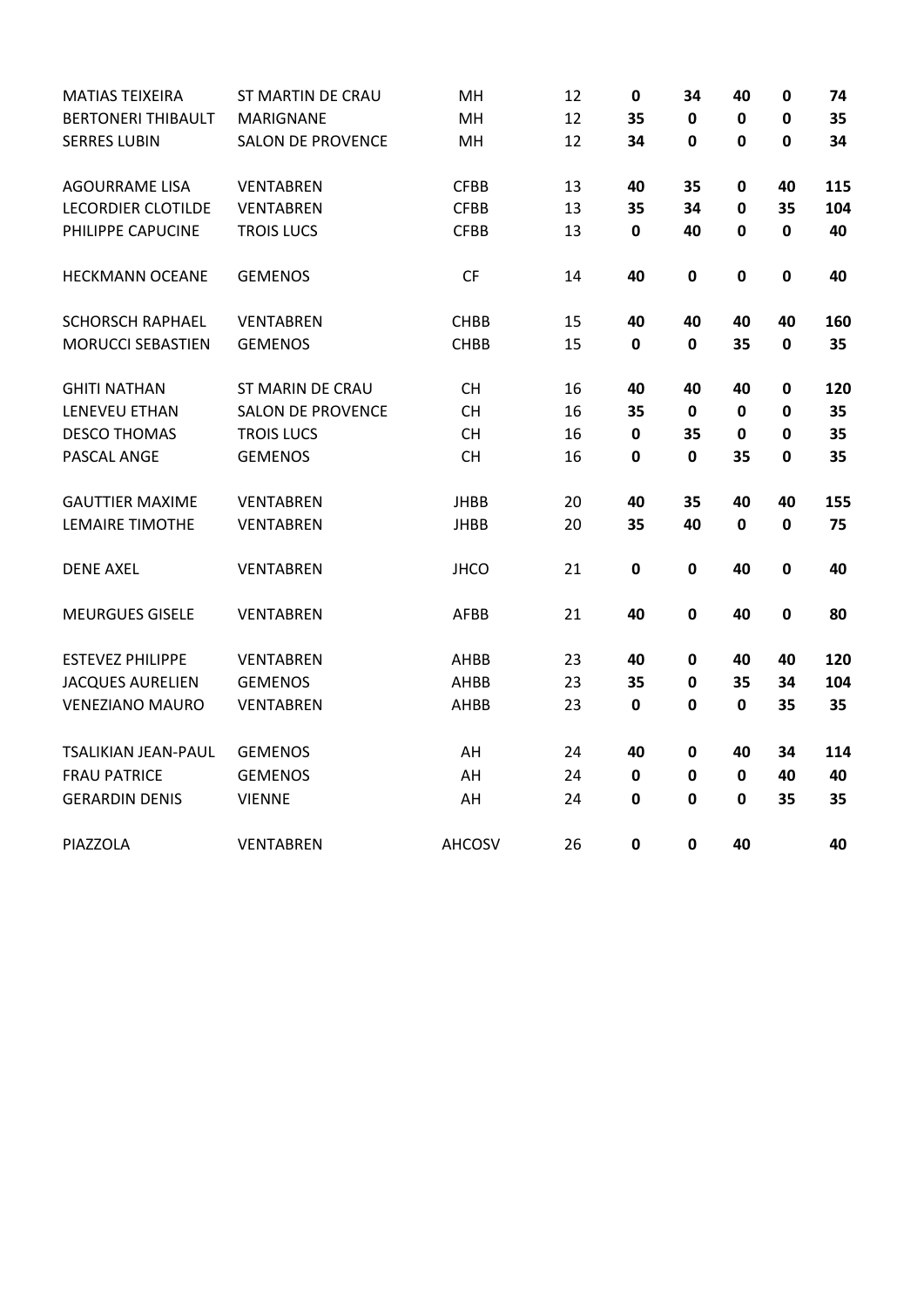| | | | | | | | | |
|---|---|---|---|---|---|---|---|---|
| MATIAS TEIXEIRA | ST MARTIN DE CRAU | MH | 12 | **0** | **34** | **40** | **0** | **74** |
| BERTONERI THIBAULT | MARIGNANE | MH | 12 | **35** | **0** | **0** | **0** | **35** |
| SERRES LUBIN | SALON DE PROVENCE | MH | 12 | **34** | **0** | **0** | **0** | **34** |
| | | | | | | | | |
| AGOURRAME LISA | VENTABREN | CFBB | 13 | **40** | **35** | **0** | **40** | **115** |
| LECORDIER CLOTILDE | VENTABREN | CFBB | 13 | **35** | **34** | **0** | **35** | **104** |
| PHILIPPE CAPUCINE | TROIS LUCS | CFBB | 13 | **0** | **40** | **0** | **0** | **40** |
| | | | | | | | | |
| HECKMANN OCEANE | GEMENOS | CF | 14 | **40** | **0** | **0** | **0** | **40** |
| | | | | | | | | |
| SCHORSCH RAPHAEL | VENTABREN | CHBB | 15 | **40** | **40** | **40** | **40** | **160** |
| MORUCCI SEBASTIEN | GEMENOS | CHBB | 15 | **0** | **0** | **35** | **0** | **35** |
| | | | | | | | | |
| GHITI NATHAN | ST MARIN DE CRAU | CH | 16 | **40** | **40** | **40** | **0** | **120** |
| LENEVEU ETHAN | SALON DE PROVENCE | CH | 16 | **35** | **0** | **0** | **0** | **35** |
| DESCO THOMAS | TROIS LUCS | CH | 16 | **0** | **35** | **0** | **0** | **35** |
| PASCAL ANGE | GEMENOS | CH | 16 | **0** | **0** | **35** | **0** | **35** |
| | | | | | | | | |
| GAUTTIER MAXIME | VENTABREN | JHBB | 20 | **40** | **35** | **40** | **40** | **155** |
| LEMAIRE TIMOTHE | VENTABREN | JHBB | 20 | **35** | **40** | **0** | **0** | **75** |
| | | | | | | | | |
| DENE AXEL | VENTABREN | JHCO | 21 | **0** | **0** | **40** | **0** | **40** |
| | | | | | | | | |
| MEURGUES GISELE | VENTABREN | AFBB | 21 | **40** | **0** | **40** | **0** | **80** |
| | | | | | | | | |
| ESTEVEZ PHILIPPE | VENTABREN | AHBB | 23 | **40** | **0** | **40** | **40** | **120** |
| JACQUES AURELIEN | GEMENOS | AHBB | 23 | **35** | **0** | **35** | **34** | **104** |
| VENEZIANO MAURO | VENTABREN | AHBB | 23 | **0** | **0** | **0** | **35** | **35** |
| | | | | | | | | |
| TSALIKIAN JEAN-PAUL | GEMENOS | AH | 24 | **40** | **0** | **40** | **34** | **114** |
| FRAU PATRICE | GEMENOS | AH | 24 | **0** | **0** | **0** | **40** | **40** |
| GERARDIN DENIS | VIENNE | AH | 24 | **0** | **0** | **0** | **35** | **35** |
| | | | | | | | | |
| PIAZZOLA | VENTABREN | AHCOSV | 26 | **0** | **0** | **40** | | **40** |